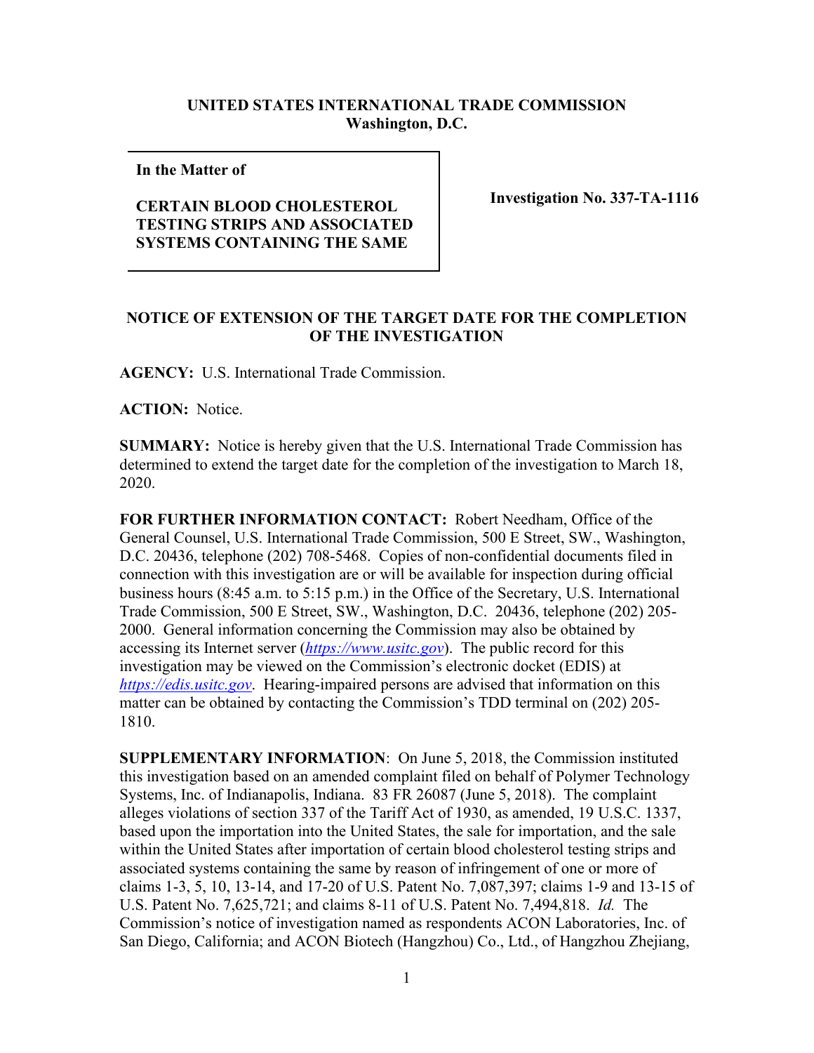**UNITED STATES INTERNATIONAL TRADE COMMISSION**
**Washington, D.C.**

**In the Matter of**

**CERTAIN BLOOD CHOLESTEROL TESTING STRIPS AND ASSOCIATED SYSTEMS CONTAINING THE SAME**

**Investigation No. 337-TA-1116**

**NOTICE OF EXTENSION OF THE TARGET DATE FOR THE COMPLETION OF THE INVESTIGATION**

**AGENCY:** U.S. International Trade Commission.

**ACTION:** Notice.

**SUMMARY:** Notice is hereby given that the U.S. International Trade Commission has determined to extend the target date for the completion of the investigation to March 18, 2020.

**FOR FURTHER INFORMATION CONTACT:** Robert Needham, Office of the General Counsel, U.S. International Trade Commission, 500 E Street, SW., Washington, D.C. 20436, telephone (202) 708-5468. Copies of non-confidential documents filed in connection with this investigation are or will be available for inspection during official business hours (8:45 a.m. to 5:15 p.m.) in the Office of the Secretary, U.S. International Trade Commission, 500 E Street, SW., Washington, D.C. 20436, telephone (202) 205-2000. General information concerning the Commission may also be obtained by accessing its Internet server (*https://www.usitc.gov*). The public record for this investigation may be viewed on the Commission's electronic docket (EDIS) at *https://edis.usitc.gov*. Hearing-impaired persons are advised that information on this matter can be obtained by contacting the Commission's TDD terminal on (202) 205-1810.

**SUPPLEMENTARY INFORMATION**: On June 5, 2018, the Commission instituted this investigation based on an amended complaint filed on behalf of Polymer Technology Systems, Inc. of Indianapolis, Indiana. 83 FR 26087 (June 5, 2018). The complaint alleges violations of section 337 of the Tariff Act of 1930, as amended, 19 U.S.C. 1337, based upon the importation into the United States, the sale for importation, and the sale within the United States after importation of certain blood cholesterol testing strips and associated systems containing the same by reason of infringement of one or more of claims 1-3, 5, 10, 13-14, and 17-20 of U.S. Patent No. 7,087,397; claims 1-9 and 13-15 of U.S. Patent No. 7,625,721; and claims 8-11 of U.S. Patent No. 7,494,818. *Id.* The Commission's notice of investigation named as respondents ACON Laboratories, Inc. of San Diego, California; and ACON Biotech (Hangzhou) Co., Ltd., of Hangzhou Zhejiang,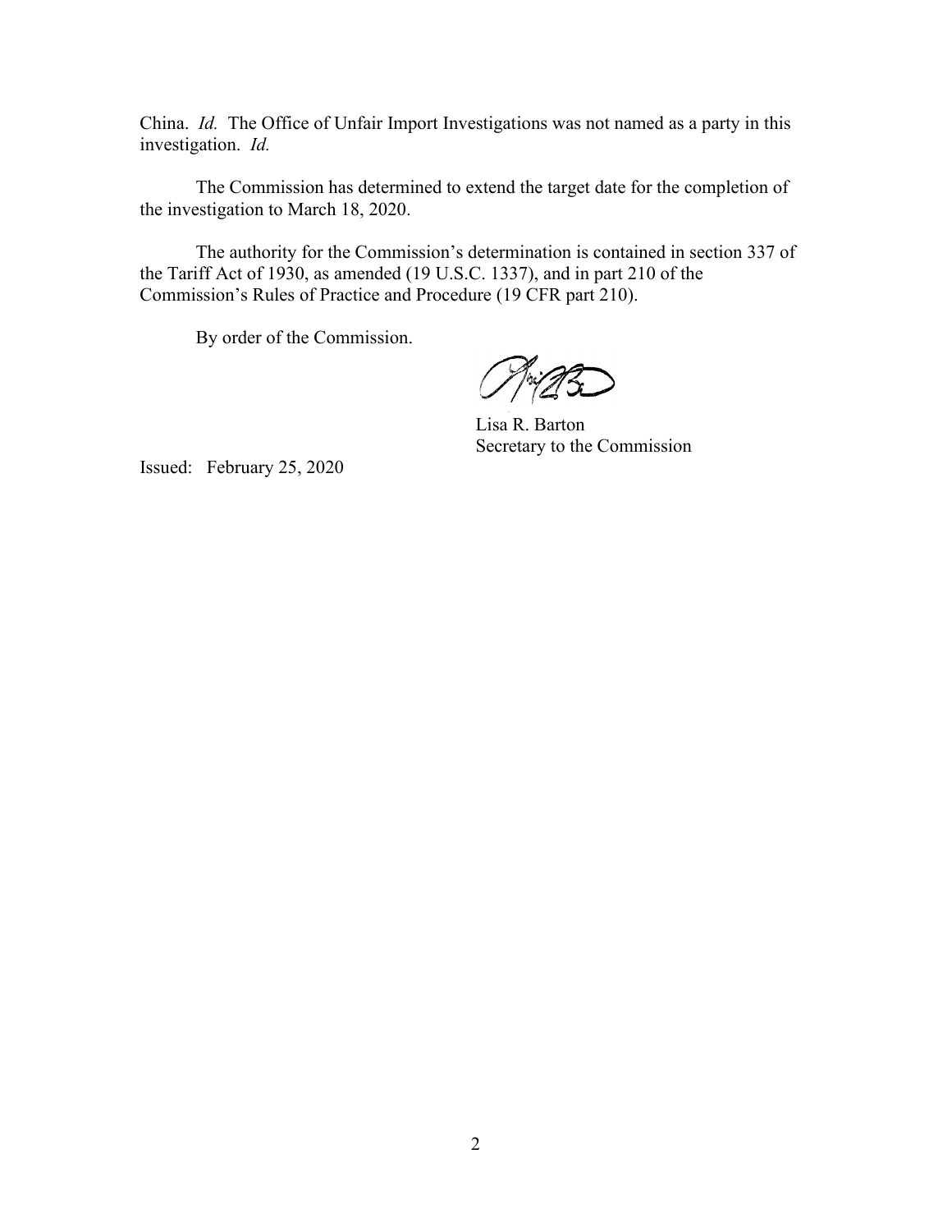China. *Id.* The Office of Unfair Import Investigations was not named as a party in this investigation. *Id.*

The Commission has determined to extend the target date for the completion of the investigation to March 18, 2020.

The authority for the Commission's determination is contained in section 337 of the Tariff Act of 1930, as amended (19 U.S.C. 1337), and in part 210 of the Commission's Rules of Practice and Procedure (19 CFR part 210).

By order of the Commission.

Lisa R. Barton
Secretary to the Commission

Issued: February 25, 2020